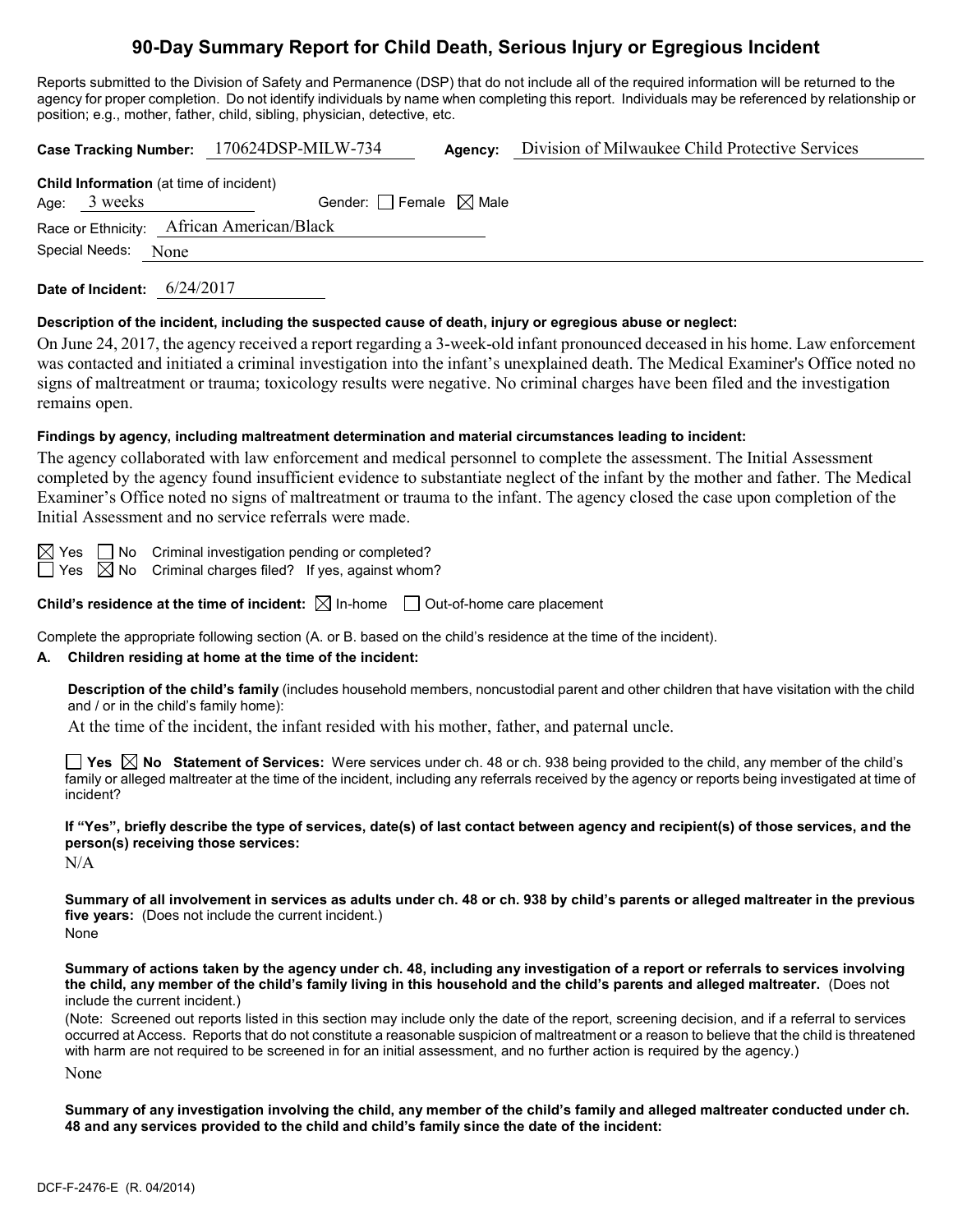# 90-Day Summary Report for Child Death, Serious Injury or Egregious Incident

Reports submitted to the Division of Safety and Permanence (DSP) that do not include all of the required information will be returned to the agency for proper completion. Do not identify individuals by name when completing this report. Individuals may be referenced by relationship or position; e.g., mother, father, child, sibling, physician, detective, etc.

**Case Tracking Number:** 170624DSP-MILW-734 **Agency:** Division of Milwaukee Child Protective Services

**Child Information** (at time of incident)

Age: 3 weeks Gender: ☐ Female ☒ Male

Race or Ethnicity: African American/Black

Special Needs: None

**Date of Incident:** 6/24/2017

**Description of the incident, including the suspected cause of death, injury or egregious abuse or neglect:**

On June 24, 2017, the agency received a report regarding a 3-week-old infant pronounced deceased in his home. Law enforcement was contacted and initiated a criminal investigation into the infant's unexplained death. The Medical Examiner's Office noted no signs of maltreatment or trauma; toxicology results were negative. No criminal charges have been filed and the investigation remains open.

**Findings by agency, including maltreatment determination and material circumstances leading to incident:**

The agency collaborated with law enforcement and medical personnel to complete the assessment. The Initial Assessment completed by the agency found insufficient evidence to substantiate neglect of the infant by the mother and father. The Medical Examiner's Office noted no signs of maltreatment or trauma to the infant. The agency closed the case upon completion of the Initial Assessment and no service referrals were made.

☒ Yes ☐ No Criminal investigation pending or completed?

☐ Yes ☒ No Criminal charges filed? If yes, against whom?

**Child's residence at the time of incident:** ☒ In-home ☐ Out-of-home care placement

Complete the appropriate following section (A. or B. based on the child's residence at the time of the incident).

**A. Children residing at home at the time of the incident:**

**Description of the child's family** (includes household members, noncustodial parent and other children that have visitation with the child and / or in the child's family home):

At the time of the incident, the infant resided with his mother, father, and paternal uncle.

☐ **Yes** ☒ **No Statement of Services:** Were services under ch. 48 or ch. 938 being provided to the child, any member of the child's family or alleged maltreater at the time of the incident, including any referrals received by the agency or reports being investigated at time of incident?

**If "Yes", briefly describe the type of services, date(s) of last contact between agency and recipient(s) of those services, and the person(s) receiving those services:**

N/A

**Summary of all involvement in services as adults under ch. 48 or ch. 938 by child's parents or alleged maltreater in the previous five years:** (Does not include the current incident.)

None

**Summary of actions taken by the agency under ch. 48, including any investigation of a report or referrals to services involving the child, any member of the child's family living in this household and the child's parents and alleged maltreater.** (Does not include the current incident.)

(Note: Screened out reports listed in this section may include only the date of the report, screening decision, and if a referral to services occurred at Access. Reports that do not constitute a reasonable suspicion of maltreatment or a reason to believe that the child is threatened with harm are not required to be screened in for an initial assessment, and no further action is required by the agency.)

None

**Summary of any investigation involving the child, any member of the child's family and alleged maltreater conducted under ch. 48 and any services provided to the child and child's family since the date of the incident:**

DCF-F-2476-E (R. 04/2014)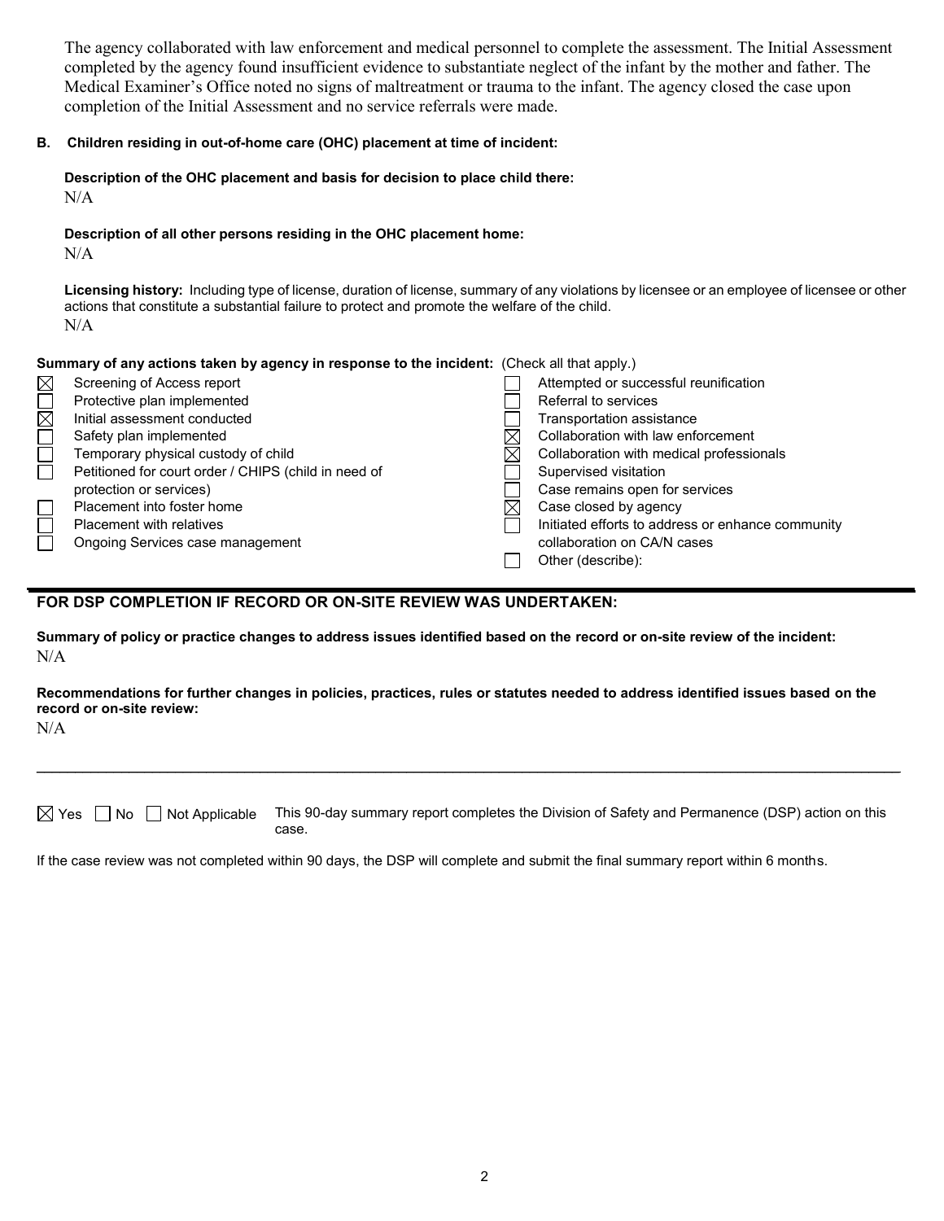The agency collaborated with law enforcement and medical personnel to complete the assessment. The Initial Assessment completed by the agency found insufficient evidence to substantiate neglect of the infant by the mother and father. The Medical Examiner's Office noted no signs of maltreatment or trauma to the infant. The agency closed the case upon completion of the Initial Assessment and no service referrals were made.

**B. Children residing in out-of-home care (OHC) placement at time of incident:**

**Description of the OHC placement and basis for decision to place child there:**
N/A

**Description of all other persons residing in the OHC placement home:**
N/A

**Licensing history:** Including type of license, duration of license, summary of any violations by licensee or an employee of licensee or other actions that constitute a substantial failure to protect and promote the welfare of the child.
N/A

**Summary of any actions taken by agency in response to the incident:** (Check all that apply.)

- ☒ Screening of Access report
- ☐ Protective plan implemented
- ☒ Initial assessment conducted
- ☐ Safety plan implemented
- ☐ Temporary physical custody of child
- ☐ Petitioned for court order / CHIPS (child in need of protection or services)
- ☐ Placement into foster home
- ☐ Placement with relatives
- ☐ Ongoing Services case management
- ☐ Attempted or successful reunification
- ☐ Referral to services
- ☐ Transportation assistance
- ☒ Collaboration with law enforcement
- ☒ Collaboration with medical professionals
- ☐ Supervised visitation
- ☐ Case remains open for services
- ☒ Case closed by agency
- ☐ Initiated efforts to address or enhance community collaboration on CA/N cases
- ☐ Other (describe):

## FOR DSP COMPLETION IF RECORD OR ON-SITE REVIEW WAS UNDERTAKEN:

**Summary of policy or practice changes to address issues identified based on the record or on-site review of the incident:**
N/A

**Recommendations for further changes in policies, practices, rules or statutes needed to address identified issues based on the record or on-site review:**
N/A

---

☒ Yes ☐ No ☐ Not Applicable This 90-day summary report completes the Division of Safety and Permanence (DSP) action on this case.

If the case review was not completed within 90 days, the DSP will complete and submit the final summary report within 6 months.